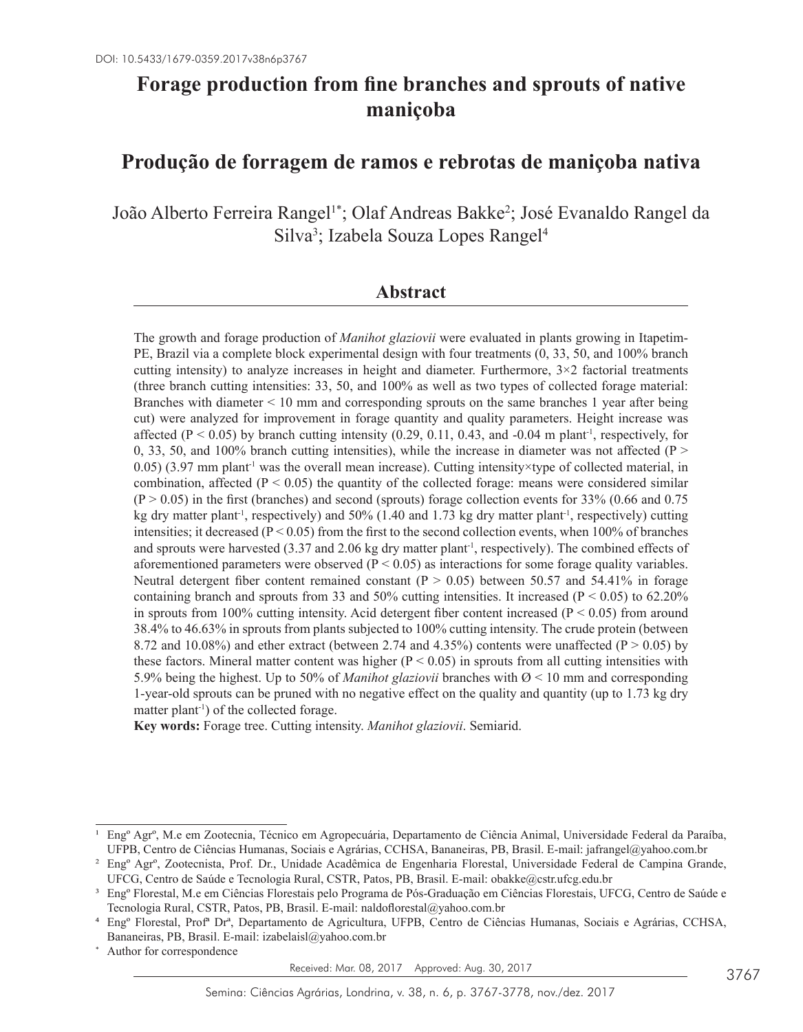DOI: 10.5433/1679-0359.2017v38n6p3767

# Forage production from fine branches and sprouts of native maniçoba

# Produção de forragem de ramos e rebrotas de maniçoba nativa

João Alberto Ferreira Rangel[1*]; Olaf Andreas Bakke[2]; José Evanaldo Rangel da Silva[3]; Izabela Souza Lopes Rangel[4]

## Abstract

The growth and forage production of *Manihot glaziovii* were evaluated in plants growing in Itapetim-PE, Brazil via a complete block experimental design with four treatments (0, 33, 50, and 100% branch cutting intensity) to analyze increases in height and diameter. Furthermore, 3×2 factorial treatments (three branch cutting intensities: 33, 50, and 100% as well as two types of collected forage material: Branches with diameter < 10 mm and corresponding sprouts on the same branches 1 year after being cut) were analyzed for improvement in forage quantity and quality parameters. Height increase was affected ($P < 0.05$) by branch cutting intensity (0.29, 0.11, 0.43, and -0.04 m plant$^{-1}$, respectively, for 0, 33, 50, and 100% branch cutting intensities), while the increase in diameter was not affected ($P > 0.05$) (3.97 mm plant$^{-1}$ was the overall mean increase). Cutting intensity×type of collected material, in combination, affected ($P < 0.05$) the quantity of the collected forage: means were considered similar ($P > 0.05$) in the first (branches) and second (sprouts) forage collection events for 33% (0.66 and 0.75 kg dry matter plant$^{-1}$, respectively) and 50% (1.40 and 1.73 kg dry matter plant$^{-1}$, respectively) cutting intensities; it decreased ($P < 0.05$) from the first to the second collection events, when 100% of branches and sprouts were harvested (3.37 and 2.06 kg dry matter plant$^{-1}$, respectively). The combined effects of aforementioned parameters were observed ($P < 0.05$) as interactions for some forage quality variables. Neutral detergent fiber content remained constant ($P > 0.05$) between 50.57 and 54.41% in forage containing branch and sprouts from 33 and 50% cutting intensities. It increased ($P < 0.05$) to 62.20% in sprouts from 100% cutting intensity. Acid detergent fiber content increased ($P < 0.05$) from around 38.4% to 46.63% in sprouts from plants subjected to 100% cutting intensity. The crude protein (between 8.72 and 10.08%) and ether extract (between 2.74 and 4.35%) contents were unaffected ($P > 0.05$) by these factors. Mineral matter content was higher ($P < 0.05$) in sprouts from all cutting intensities with 5.9% being the highest. Up to 50% of *Manihot glaziovii* branches with Ø < 10 mm and corresponding 1-year-old sprouts can be pruned with no negative effect on the quality and quantity (up to 1.73 kg dry matter plant$^{-1}$) of the collected forage.

**Key words:** Forage tree. Cutting intensity. *Manihot glaziovii*. Semiarid.

[1] Engº Agrº, M.e em Zootecnia, Técnico em Agropecuária, Departamento de Ciência Animal, Universidade Federal da Paraíba, UFPB, Centro de Ciências Humanas, Sociais e Agrárias, CCHSA, Bananeiras, PB, Brasil. E-mail: jafrangel@yahoo.com.br

[2] Engº Agrº, Zootecnista, Prof. Dr., Unidade Acadêmica de Engenharia Florestal, Universidade Federal de Campina Grande, UFCG, Centro de Saúde e Tecnologia Rural, CSTR, Patos, PB, Brasil. E-mail: obakke@cstr.ufcg.edu.br

[3] Engº Florestal, M.e em Ciências Florestais pelo Programa de Pós-Graduação em Ciências Florestais, UFCG, Centro de Saúde e Tecnologia Rural, CSTR, Patos, PB, Brasil. E-mail: naldoflorestal@yahoo.com.br

[4] Engº Florestal, Profª Drª, Departamento de Agricultura, UFPB, Centro de Ciências Humanas, Sociais e Agrárias, CCHSA, Bananeiras, PB, Brasil. E-mail: izabelaisl@yahoo.com.br

[*] Author for correspondence

Received: Mar. 08, 2017 Approved: Aug. 30, 2017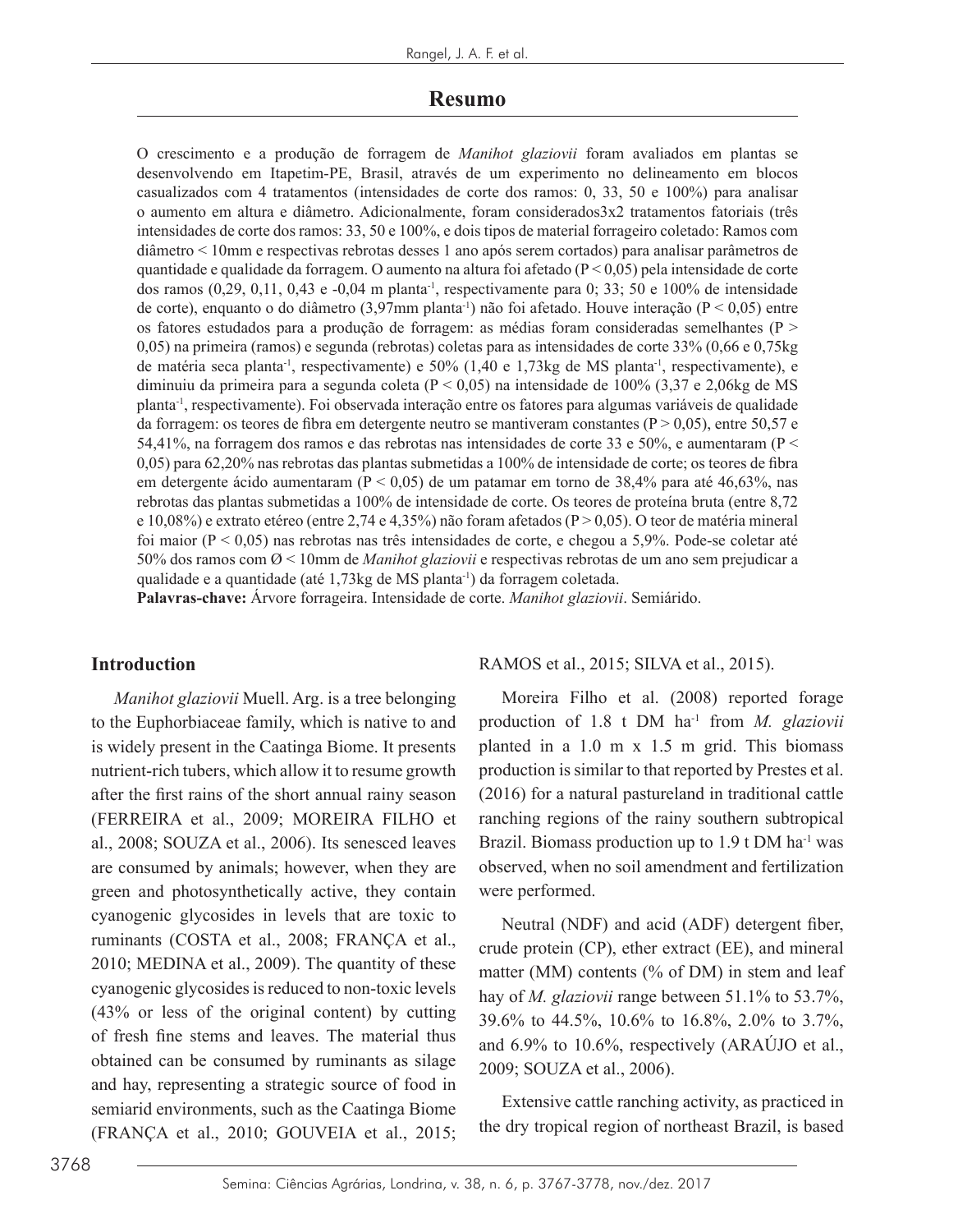## Resumo

O crescimento e a produção de forragem de *Manihot glaziovii* foram avaliados em plantas se desenvolvendo em Itapetim-PE, Brasil, através de um experimento no delineamento em blocos casualizados com 4 tratamentos (intensidades de corte dos ramos: 0, 33, 50 e 100%) para analisar o aumento em altura e diâmetro. Adicionalmente, foram considerados3x2 tratamentos fatoriais (três intensidades de corte dos ramos: 33, 50 e 100%, e dois tipos de material forrageiro coletado: Ramos com diâmetro < 10mm e respectivas rebrotas desses 1 ano após serem cortados) para analisar parâmetros de quantidade e qualidade da forragem. O aumento na altura foi afetado (P < 0,05) pela intensidade de corte dos ramos (0,29, 0,11, 0,43 e -0,04 m planta$^{-1}$, respectivamente para 0; 33; 50 e 100% de intensidade de corte), enquanto o do diâmetro (3,97mm planta$^{-1}$) não foi afetado. Houve interação (P < 0,05) entre os fatores estudados para a produção de forragem: as médias foram consideradas semelhantes (P > 0,05) na primeira (ramos) e segunda (rebrotas) coletas para as intensidades de corte 33% (0,66 e 0,75kg de matéria seca planta$^{-1}$, respectivamente) e 50% (1,40 e 1,73kg de MS planta$^{-1}$, respectivamente), e diminuiu da primeira para a segunda coleta (P < 0,05) na intensidade de 100% (3,37 e 2,06kg de MS planta$^{-1}$, respectivamente). Foi observada interação entre os fatores para algumas variáveis de qualidade da forragem: os teores de fibra em detergente neutro se mantiveram constantes (P > 0,05), entre 50,57 e 54,41%, na forragem dos ramos e das rebrotas nas intensidades de corte 33 e 50%, e aumentaram (P < 0,05) para 62,20% nas rebrotas das plantas submetidas a 100% de intensidade de corte; os teores de fibra em detergente ácido aumentaram (P < 0,05) de um patamar em torno de 38,4% para até 46,63%, nas rebrotas das plantas submetidas a 100% de intensidade de corte. Os teores de proteína bruta (entre 8,72 e 10,08%) e extrato etéreo (entre 2,74 e 4,35%) não foram afetados (P > 0,05). O teor de matéria mineral foi maior (P < 0,05) nas rebrotas nas três intensidades de corte, e chegou a 5,9%. Pode-se coletar até 50% dos ramos com Ø < 10mm de *Manihot glaziovii* e respectivas rebrotas de um ano sem prejudicar a qualidade e a quantidade (até 1,73kg de MS planta$^{-1}$) da forragem coletada.

**Palavras-chave:** Árvore forrageira. Intensidade de corte. *Manihot glaziovii*. Semiárido.

## Introduction

*Manihot glaziovii* Muell. Arg. is a tree belonging to the Euphorbiaceae family, which is native to and is widely present in the Caatinga Biome. It presents nutrient-rich tubers, which allow it to resume growth after the first rains of the short annual rainy season (FERREIRA et al., 2009; MOREIRA FILHO et al., 2008; SOUZA et al., 2006). Its senesced leaves are consumed by animals; however, when they are green and photosynthetically active, they contain cyanogenic glycosides in levels that are toxic to ruminants (COSTA et al., 2008; FRANÇA et al., 2010; MEDINA et al., 2009). The quantity of these cyanogenic glycosides is reduced to non-toxic levels (43% or less of the original content) by cutting of fresh fine stems and leaves. The material thus obtained can be consumed by ruminants as silage and hay, representing a strategic source of food in semiarid environments, such as the Caatinga Biome (FRANÇA et al., 2010; GOUVEIA et al., 2015; RAMOS et al., 2015; SILVA et al., 2015).

Moreira Filho et al. (2008) reported forage production of 1.8 t DM ha$^{-1}$ from *M. glaziovii* planted in a 1.0 m x 1.5 m grid. This biomass production is similar to that reported by Prestes et al. (2016) for a natural pastureland in traditional cattle ranching regions of the rainy southern subtropical Brazil. Biomass production up to 1.9 t DM ha$^{-1}$ was observed, when no soil amendment and fertilization were performed.

Neutral (NDF) and acid (ADF) detergent fiber, crude protein (CP), ether extract (EE), and mineral matter (MM) contents (% of DM) in stem and leaf hay of *M. glaziovii* range between 51.1% to 53.7%, 39.6% to 44.5%, 10.6% to 16.8%, 2.0% to 3.7%, and 6.9% to 10.6%, respectively (ARAÚJO et al., 2009; SOUZA et al., 2006).

Extensive cattle ranching activity, as practiced in the dry tropical region of northeast Brazil, is based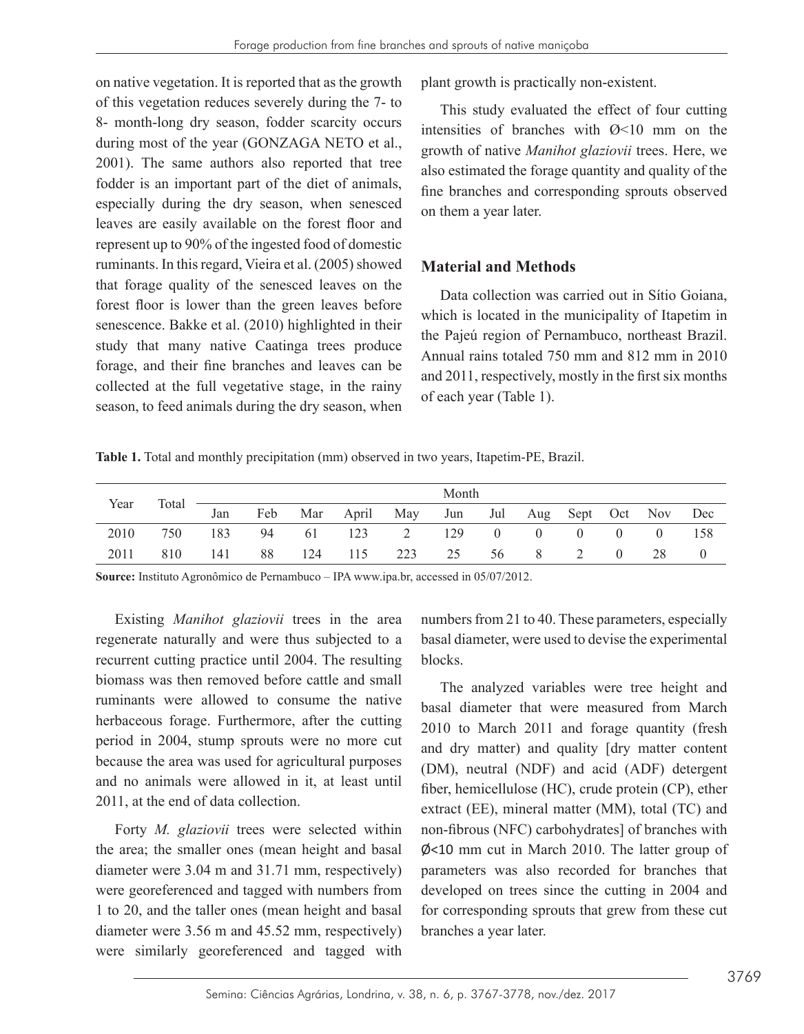on native vegetation. It is reported that as the growth of this vegetation reduces severely during the 7- to 8- month-long dry season, fodder scarcity occurs during most of the year (GONZAGA NETO et al., 2001). The same authors also reported that tree fodder is an important part of the diet of animals, especially during the dry season, when senesced leaves are easily available on the forest floor and represent up to 90% of the ingested food of domestic ruminants. In this regard, Vieira et al. (2005) showed that forage quality of the senesced leaves on the forest floor is lower than the green leaves before senescence. Bakke et al. (2010) highlighted in their study that many native Caatinga trees produce forage, and their fine branches and leaves can be collected at the full vegetative stage, in the rainy season, to feed animals during the dry season, when plant growth is practically non-existent.

This study evaluated the effect of four cutting intensities of branches with Ø<10 mm on the growth of native *Manihot glaziovii* trees. Here, we also estimated the forage quantity and quality of the fine branches and corresponding sprouts observed on them a year later.

## Material and Methods

Data collection was carried out in Sítio Goiana, which is located in the municipality of Itapetim in the Pajeú region of Pernambuco, northeast Brazil. Annual rains totaled 750 mm and 812 mm in 2010 and 2011, respectively, mostly in the first six months of each year (Table 1).

**Table 1.** Total and monthly precipitation (mm) observed in two years, Itapetim-PE, Brazil.

| Year | Total | Month | | | | | | | | | | | |
|---|---|---|---|---|---|---|---|---|---|---|---|---|---|
| | | Jan | Feb | Mar | April | May | Jun | Jul | Aug | Sept | Oct | Nov | Dec |
| 2010 | 750 | 183 | 94 | 61 | 123 | 2 | 129 | 0 | 0 | 0 | 0 | 0 | 158 |
| 2011 | 810 | 141 | 88 | 124 | 115 | 223 | 25 | 56 | 8 | 2 | 0 | 28 | 0 |

**Source:** Instituto Agronômico de Pernambuco – IPA www.ipa.br, accessed in 05/07/2012.

Existing *Manihot glaziovii* trees in the area regenerate naturally and were thus subjected to a recurrent cutting practice until 2004. The resulting biomass was then removed before cattle and small ruminants were allowed to consume the native herbaceous forage. Furthermore, after the cutting period in 2004, stump sprouts were no more cut because the area was used for agricultural purposes and no animals were allowed in it, at least until 2011, at the end of data collection.

Forty *M. glaziovii* trees were selected within the area; the smaller ones (mean height and basal diameter were 3.04 m and 31.71 mm, respectively) were georeferenced and tagged with numbers from 1 to 20, and the taller ones (mean height and basal diameter were 3.56 m and 45.52 mm, respectively) were similarly georeferenced and tagged with numbers from 21 to 40. These parameters, especially basal diameter, were used to devise the experimental blocks.

The analyzed variables were tree height and basal diameter that were measured from March 2010 to March 2011 and forage quantity (fresh and dry matter) and quality [dry matter content (DM), neutral (NDF) and acid (ADF) detergent fiber, hemicellulose (HC), crude protein (CP), ether extract (EE), mineral matter (MM), total (TC) and non-fibrous (NFC) carbohydrates] of branches with Ø<10 mm cut in March 2010. The latter group of parameters was also recorded for branches that developed on trees since the cutting in 2004 and for corresponding sprouts that grew from these cut branches a year later.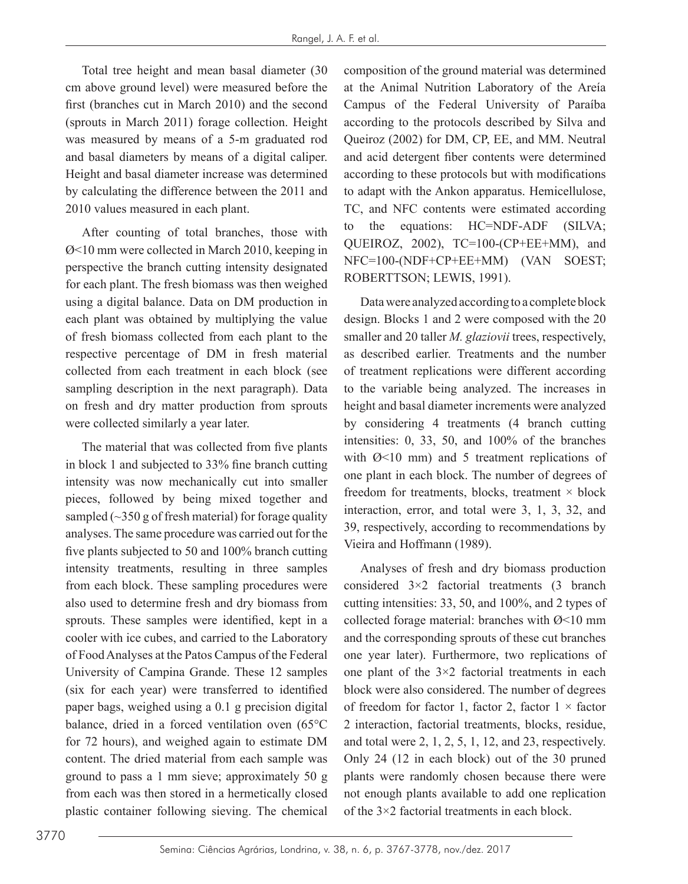Total tree height and mean basal diameter (30 cm above ground level) were measured before the first (branches cut in March 2010) and the second (sprouts in March 2011) forage collection. Height was measured by means of a 5-m graduated rod and basal diameters by means of a digital caliper. Height and basal diameter increase was determined by calculating the difference between the 2011 and 2010 values measured in each plant.

After counting of total branches, those with Ø<10 mm were collected in March 2010, keeping in perspective the branch cutting intensity designated for each plant. The fresh biomass was then weighed using a digital balance. Data on DM production in each plant was obtained by multiplying the value of fresh biomass collected from each plant to the respective percentage of DM in fresh material collected from each treatment in each block (see sampling description in the next paragraph). Data on fresh and dry matter production from sprouts were collected similarly a year later.

The material that was collected from five plants in block 1 and subjected to 33% fine branch cutting intensity was now mechanically cut into smaller pieces, followed by being mixed together and sampled (~350 g of fresh material) for forage quality analyses. The same procedure was carried out for the five plants subjected to 50 and 100% branch cutting intensity treatments, resulting in three samples from each block. These sampling procedures were also used to determine fresh and dry biomass from sprouts. These samples were identified, kept in a cooler with ice cubes, and carried to the Laboratory of Food Analyses at the Patos Campus of the Federal University of Campina Grande. These 12 samples (six for each year) were transferred to identified paper bags, weighed using a 0.1 g precision digital balance, dried in a forced ventilation oven (65°C for 72 hours), and weighed again to estimate DM content. The dried material from each sample was ground to pass a 1 mm sieve; approximately 50 g from each was then stored in a hermetically closed plastic container following sieving. The chemical composition of the ground material was determined at the Animal Nutrition Laboratory of the Areía Campus of the Federal University of Paraíba according to the protocols described by Silva and Queiroz (2002) for DM, CP, EE, and MM. Neutral and acid detergent fiber contents were determined according to these protocols but with modifications to adapt with the Ankon apparatus. Hemicellulose, TC, and NFC contents were estimated according to the equations: HC=NDF-ADF (SILVA; QUEIROZ, 2002), TC=100-(CP+EE+MM), and NFC=100-(NDF+CP+EE+MM) (VAN SOEST; ROBERTTSON; LEWIS, 1991).

Data were analyzed according to a complete block design. Blocks 1 and 2 were composed with the 20 smaller and 20 taller *M. glaziovii* trees, respectively, as described earlier. Treatments and the number of treatment replications were different according to the variable being analyzed. The increases in height and basal diameter increments were analyzed by considering 4 treatments (4 branch cutting intensities: 0, 33, 50, and 100% of the branches with Ø<10 mm) and 5 treatment replications of one plant in each block. The number of degrees of freedom for treatments, blocks, treatment × block interaction, error, and total were 3, 1, 3, 32, and 39, respectively, according to recommendations by Vieira and Hoffmann (1989).

Analyses of fresh and dry biomass production considered 3×2 factorial treatments (3 branch cutting intensities: 33, 50, and 100%, and 2 types of collected forage material: branches with Ø<10 mm and the corresponding sprouts of these cut branches one year later). Furthermore, two replications of one plant of the 3×2 factorial treatments in each block were also considered. The number of degrees of freedom for factor 1, factor 2, factor 1 × factor 2 interaction, factorial treatments, blocks, residue, and total were 2, 1, 2, 5, 1, 12, and 23, respectively. Only 24 (12 in each block) out of the 30 pruned plants were randomly chosen because there were not enough plants available to add one replication of the 3×2 factorial treatments in each block.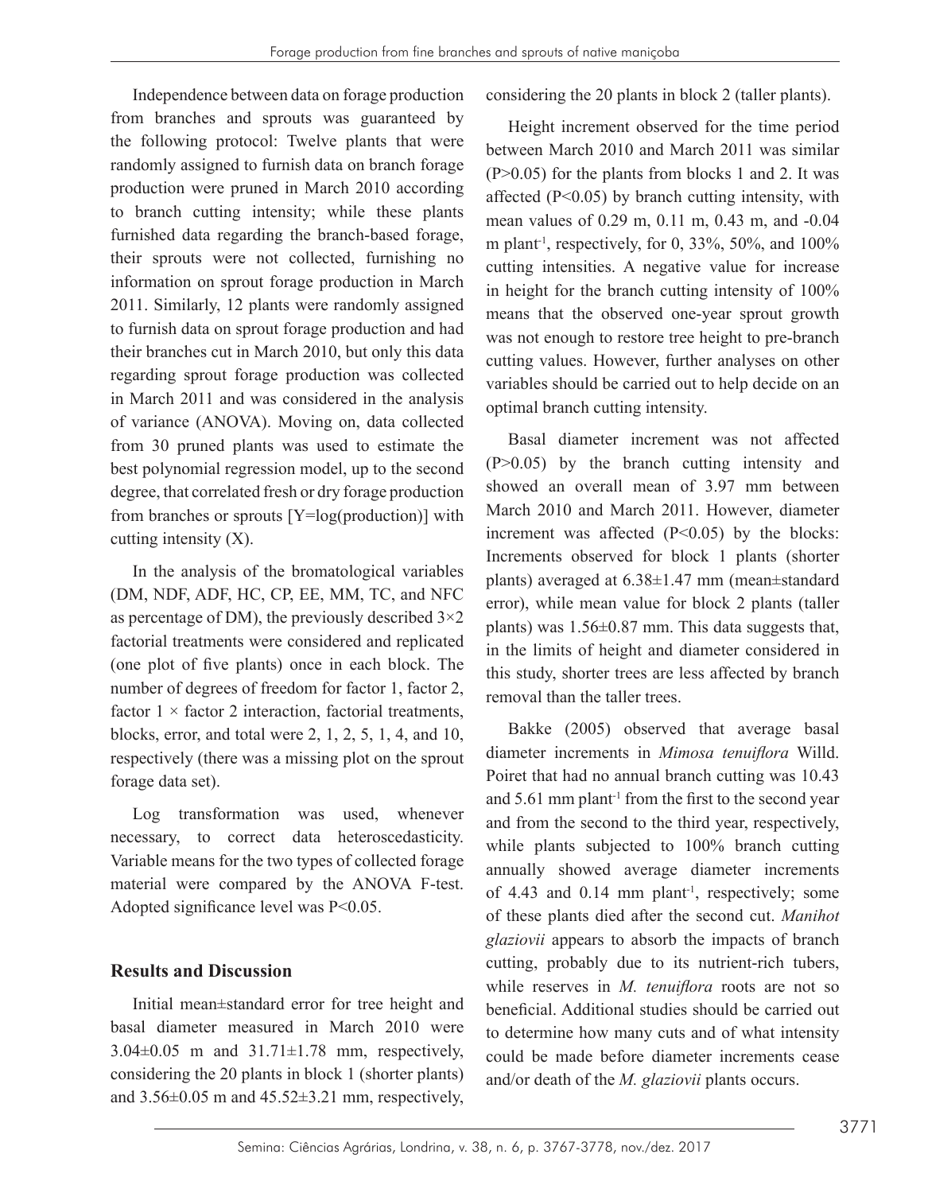Independence between data on forage production from branches and sprouts was guaranteed by the following protocol: Twelve plants that were randomly assigned to furnish data on branch forage production were pruned in March 2010 according to branch cutting intensity; while these plants furnished data regarding the branch-based forage, their sprouts were not collected, furnishing no information on sprout forage production in March 2011. Similarly, 12 plants were randomly assigned to furnish data on sprout forage production and had their branches cut in March 2010, but only this data regarding sprout forage production was collected in March 2011 and was considered in the analysis of variance (ANOVA). Moving on, data collected from 30 pruned plants was used to estimate the best polynomial regression model, up to the second degree, that correlated fresh or dry forage production from branches or sprouts [Y=log(production)] with cutting intensity (X).

In the analysis of the bromatological variables (DM, NDF, ADF, HC, CP, EE, MM, TC, and NFC as percentage of DM), the previously described 3×2 factorial treatments were considered and replicated (one plot of five plants) once in each block. The number of degrees of freedom for factor 1, factor 2, factor 1 × factor 2 interaction, factorial treatments, blocks, error, and total were 2, 1, 2, 5, 1, 4, and 10, respectively (there was a missing plot on the sprout forage data set).

Log transformation was used, whenever necessary, to correct data heteroscedasticity. Variable means for the two types of collected forage material were compared by the ANOVA F-test. Adopted significance level was $P<0.05$.

## Results and Discussion

Initial mean±standard error for tree height and basal diameter measured in March 2010 were 3.04±0.05 m and 31.71±1.78 mm, respectively, considering the 20 plants in block 1 (shorter plants) and 3.56±0.05 m and 45.52±3.21 mm, respectively, considering the 20 plants in block 2 (taller plants).

Height increment observed for the time period between March 2010 and March 2011 was similar ($P>0.05$) for the plants from blocks 1 and 2. It was affected ($P<0.05$) by branch cutting intensity, with mean values of 0.29 m, 0.11 m, 0.43 m, and -0.04 m plant$^{-1}$, respectively, for 0, 33%, 50%, and 100% cutting intensities. A negative value for increase in height for the branch cutting intensity of 100% means that the observed one-year sprout growth was not enough to restore tree height to pre-branch cutting values. However, further analyses on other variables should be carried out to help decide on an optimal branch cutting intensity.

Basal diameter increment was not affected ($P>0.05$) by the branch cutting intensity and showed an overall mean of 3.97 mm between March 2010 and March 2011. However, diameter increment was affected ($P<0.05$) by the blocks: Increments observed for block 1 plants (shorter plants) averaged at 6.38±1.47 mm (mean±standard error), while mean value for block 2 plants (taller plants) was 1.56±0.87 mm. This data suggests that, in the limits of height and diameter considered in this study, shorter trees are less affected by branch removal than the taller trees.

Bakke (2005) observed that average basal diameter increments in *Mimosa tenuiflora* Willd. Poiret that had no annual branch cutting was 10.43 and 5.61 mm plant$^{-1}$ from the first to the second year and from the second to the third year, respectively, while plants subjected to 100% branch cutting annually showed average diameter increments of 4.43 and 0.14 mm plant$^{-1}$, respectively; some of these plants died after the second cut. *Manihot glaziovii* appears to absorb the impacts of branch cutting, probably due to its nutrient-rich tubers, while reserves in *M. tenuiflora* roots are not so beneficial. Additional studies should be carried out to determine how many cuts and of what intensity could be made before diameter increments cease and/or death of the *M. glaziovii* plants occurs.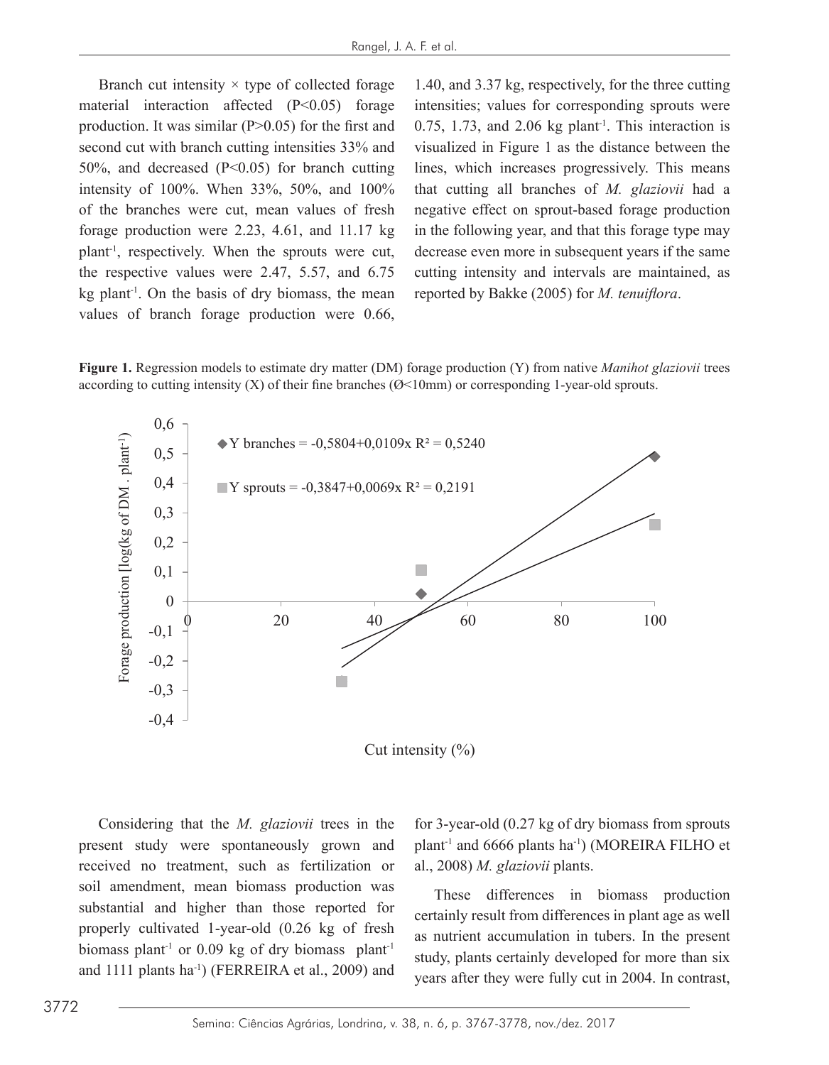Branch cut intensity × type of collected forage material interaction affected ($P<0.05$) forage production. It was similar ($P>0.05$) for the first and second cut with branch cutting intensities 33% and 50%, and decreased ($P<0.05$) for branch cutting intensity of 100%. When 33%, 50%, and 100% of the branches were cut, mean values of fresh forage production were 2.23, 4.61, and 11.17 kg plant$^{-1}$, respectively. When the sprouts were cut, the respective values were 2.47, 5.57, and 6.75 kg plant$^{-1}$. On the basis of dry biomass, the mean values of branch forage production were 0.66, 1.40, and 3.37 kg, respectively, for the three cutting intensities; values for corresponding sprouts were 0.75, 1.73, and 2.06 kg plant$^{-1}$. This interaction is visualized in Figure 1 as the distance between the lines, which increases progressively. This means that cutting all branches of *M. glaziovii* had a negative effect on sprout-based forage production in the following year, and that this forage type may decrease even more in subsequent years if the same cutting intensity and intervals are maintained, as reported by Bakke (2005) for *M. tenuiflora*.

**Figure 1.** Regression models to estimate dry matter (DM) forage production (Y) from native *Manihot glaziovii* trees according to cutting intensity (X) of their fine branches (Ø<10mm) or corresponding 1-year-old sprouts.

$$Y_{branches} = -0{,}5804+0{,}0109x \quad R^2 = 0{,}5240$$

$$Y_{sprouts} = -0{,}3847+0{,}0069x \quad R^2 = 0{,}2191$$

Considering that the *M. glaziovii* trees in the present study were spontaneously grown and received no treatment, such as fertilization or soil amendment, mean biomass production was substantial and higher than those reported for properly cultivated 1-year-old (0.26 kg of fresh biomass plant$^{-1}$ or 0.09 kg of dry biomass plant$^{-1}$ and 1111 plants ha$^{-1}$) (FERREIRA et al., 2009) and for 3-year-old (0.27 kg of dry biomass from sprouts plant$^{-1}$ and 6666 plants ha$^{-1}$) (MOREIRA FILHO et al., 2008) *M. glaziovii* plants.

These differences in biomass production certainly result from differences in plant age as well as nutrient accumulation in tubers. In the present study, plants certainly developed for more than six years after they were fully cut in 2004. In contrast,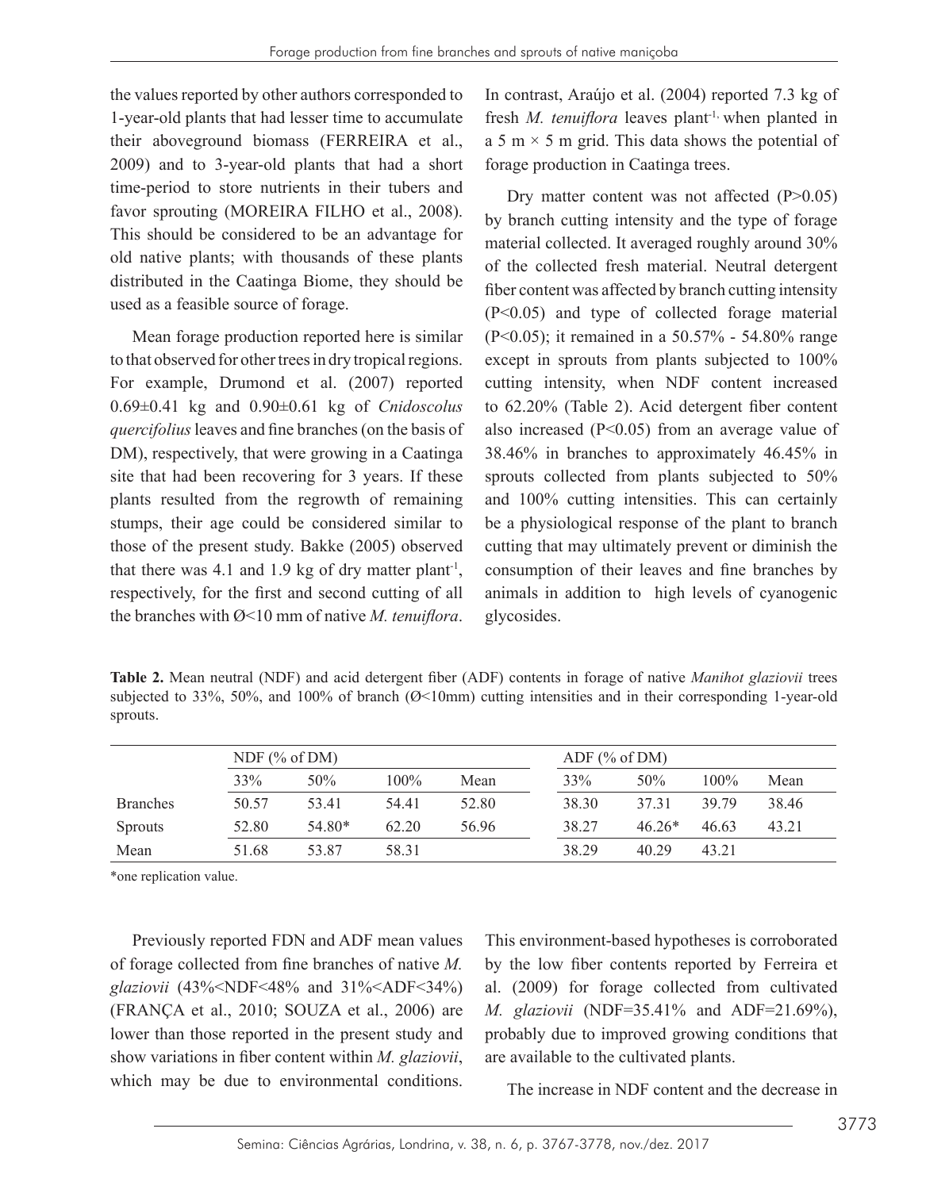the values reported by other authors corresponded to 1-year-old plants that had lesser time to accumulate their aboveground biomass (FERREIRA et al., 2009) and to 3-year-old plants that had a short time-period to store nutrients in their tubers and favor sprouting (MOREIRA FILHO et al., 2008). This should be considered to be an advantage for old native plants; with thousands of these plants distributed in the Caatinga Biome, they should be used as a feasible source of forage.

Mean forage production reported here is similar to that observed for other trees in dry tropical regions. For example, Drumond et al. (2007) reported 0.69±0.41 kg and 0.90±0.61 kg of *Cnidoscolus quercifolius* leaves and fine branches (on the basis of DM), respectively, that were growing in a Caatinga site that had been recovering for 3 years. If these plants resulted from the regrowth of remaining stumps, their age could be considered similar to those of the present study. Bakke (2005) observed that there was 4.1 and 1.9 kg of dry matter plant$^{-1}$, respectively, for the first and second cutting of all the branches with Ø<10 mm of native *M. tenuiflora*. In contrast, Araújo et al. (2004) reported 7.3 kg of fresh *M. tenuiflora* leaves plant$^{-1}$, when planted in a 5 m × 5 m grid. This data shows the potential of forage production in Caatinga trees.

Dry matter content was not affected ($P>0.05$) by branch cutting intensity and the type of forage material collected. It averaged roughly around 30% of the collected fresh material. Neutral detergent fiber content was affected by branch cutting intensity ($P<0.05$) and type of collected forage material ($P<0.05$); it remained in a 50.57% - 54.80% range except in sprouts from plants subjected to 100% cutting intensity, when NDF content increased to 62.20% (Table 2). Acid detergent fiber content also increased ($P<0.05$) from an average value of 38.46% in branches to approximately 46.45% in sprouts collected from plants subjected to 50% and 100% cutting intensities. This can certainly be a physiological response of the plant to branch cutting that may ultimately prevent or diminish the consumption of their leaves and fine branches by animals in addition to high levels of cyanogenic glycosides.

**Table 2.** Mean neutral (NDF) and acid detergent fiber (ADF) contents in forage of native *Manihot glaziovii* trees subjected to 33%, 50%, and 100% of branch (Ø<10mm) cutting intensities and in their corresponding 1-year-old sprouts.

| | NDF (% of DM) | | | | ADF (% of DM) | | | |
|---|---|---|---|---|---|---|---|---|
| | 33% | 50% | 100% | Mean | 33% | 50% | 100% | Mean |
| Branches | 50.57 | 53.41 | 54.41 | 52.80 | 38.30 | 37.31 | 39.79 | 38.46 |
| Sprouts | 52.80 | 54.80* | 62.20 | 56.96 | 38.27 | 46.26* | 46.63 | 43.21 |
| Mean | 51.68 | 53.87 | 58.31 | | 38.29 | 40.29 | 43.21 | |

*one replication value.

Previously reported FDN and ADF mean values of forage collected from fine branches of native *M. glaziovii* (43%<NDF<48% and 31%<ADF<34%) (FRANÇA et al., 2010; SOUZA et al., 2006) are lower than those reported in the present study and show variations in fiber content within *M. glaziovii*, which may be due to environmental conditions. This environment-based hypotheses is corroborated by the low fiber contents reported by Ferreira et al. (2009) for forage collected from cultivated *M. glaziovii* (NDF=35.41% and ADF=21.69%), probably due to improved growing conditions that are available to the cultivated plants.

The increase in NDF content and the decrease in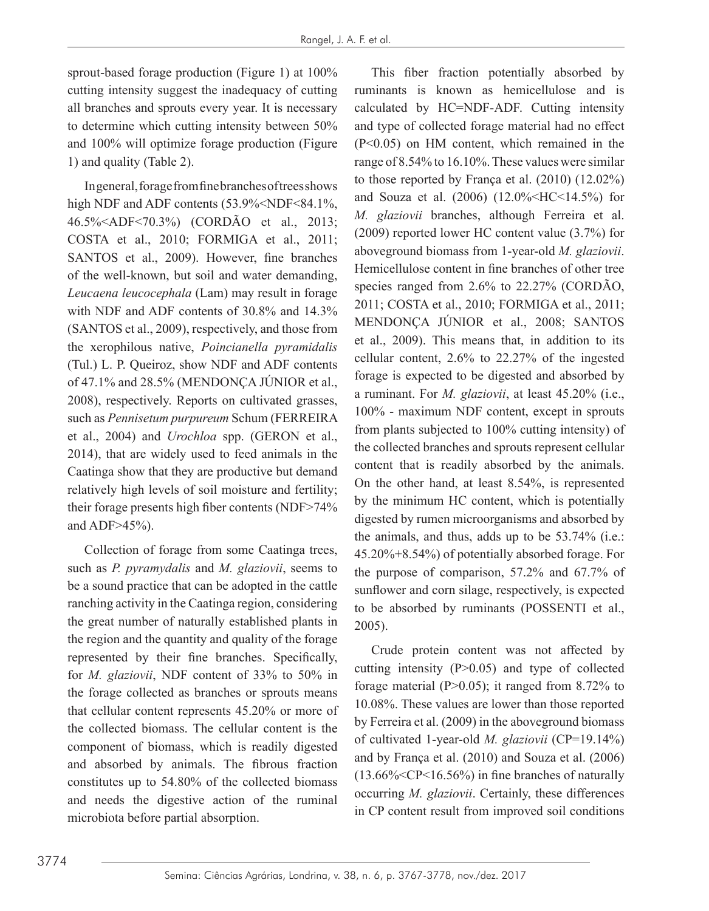sprout-based forage production (Figure 1) at 100% cutting intensity suggest the inadequacy of cutting all branches and sprouts every year. It is necessary to determine which cutting intensity between 50% and 100% will optimize forage production (Figure 1) and quality (Table 2).

In general, forage from fine branches of trees shows high NDF and ADF contents (53.9%<NDF<84.1%, 46.5%<ADF<70.3%) (CORDÃO et al., 2013; COSTA et al., 2010; FORMIGA et al., 2011; SANTOS et al., 2009). However, fine branches of the well-known, but soil and water demanding, *Leucaena leucocephala* (Lam) may result in forage with NDF and ADF contents of 30.8% and 14.3% (SANTOS et al., 2009), respectively, and those from the xerophilous native, *Poincianella pyramidalis* (Tul.) L. P. Queiroz, show NDF and ADF contents of 47.1% and 28.5% (MENDONÇA JÚNIOR et al., 2008), respectively. Reports on cultivated grasses, such as *Pennisetum purpureum* Schum (FERREIRA et al., 2004) and *Urochloa* spp. (GERON et al., 2014), that are widely used to feed animals in the Caatinga show that they are productive but demand relatively high levels of soil moisture and fertility; their forage presents high fiber contents (NDF>74% and ADF>45%).

Collection of forage from some Caatinga trees, such as *P. pyramydalis* and *M. glaziovii*, seems to be a sound practice that can be adopted in the cattle ranching activity in the Caatinga region, considering the great number of naturally established plants in the region and the quantity and quality of the forage represented by their fine branches. Specifically, for *M. glaziovii*, NDF content of 33% to 50% in the forage collected as branches or sprouts means that cellular content represents 45.20% or more of the collected biomass. The cellular content is the component of biomass, which is readily digested and absorbed by animals. The fibrous fraction constitutes up to 54.80% of the collected biomass and needs the digestive action of the ruminal microbiota before partial absorption.

This fiber fraction potentially absorbed by ruminants is known as hemicellulose and is calculated by HC=NDF-ADF. Cutting intensity and type of collected forage material had no effect (P<0.05) on HM content, which remained in the range of 8.54% to 16.10%. These values were similar to those reported by França et al. (2010) (12.02%) and Souza et al. (2006) (12.0%<HC<14.5%) for *M. glaziovii* branches, although Ferreira et al. (2009) reported lower HC content value (3.7%) for aboveground biomass from 1-year-old *M. glaziovii*. Hemicellulose content in fine branches of other tree species ranged from 2.6% to 22.27% (CORDÃO, 2011; COSTA et al., 2010; FORMIGA et al., 2011; MENDONÇA JÚNIOR et al., 2008; SANTOS et al., 2009). This means that, in addition to its cellular content, 2.6% to 22.27% of the ingested forage is expected to be digested and absorbed by a ruminant. For *M. glaziovii*, at least 45.20% (i.e., 100% - maximum NDF content, except in sprouts from plants subjected to 100% cutting intensity) of the collected branches and sprouts represent cellular content that is readily absorbed by the animals. On the other hand, at least 8.54%, is represented by the minimum HC content, which is potentially digested by rumen microorganisms and absorbed by the animals, and thus, adds up to be 53.74% (i.e.: 45.20%+8.54%) of potentially absorbed forage. For the purpose of comparison, 57.2% and 67.7% of sunflower and corn silage, respectively, is expected to be absorbed by ruminants (POSSENTI et al., 2005).

Crude protein content was not affected by cutting intensity (P>0.05) and type of collected forage material (P>0.05); it ranged from 8.72% to 10.08%. These values are lower than those reported by Ferreira et al. (2009) in the aboveground biomass of cultivated 1-year-old *M. glaziovii* (CP=19.14%) and by França et al. (2010) and Souza et al. (2006) (13.66%<CP<16.56%) in fine branches of naturally occurring *M. glaziovii*. Certainly, these differences in CP content result from improved soil conditions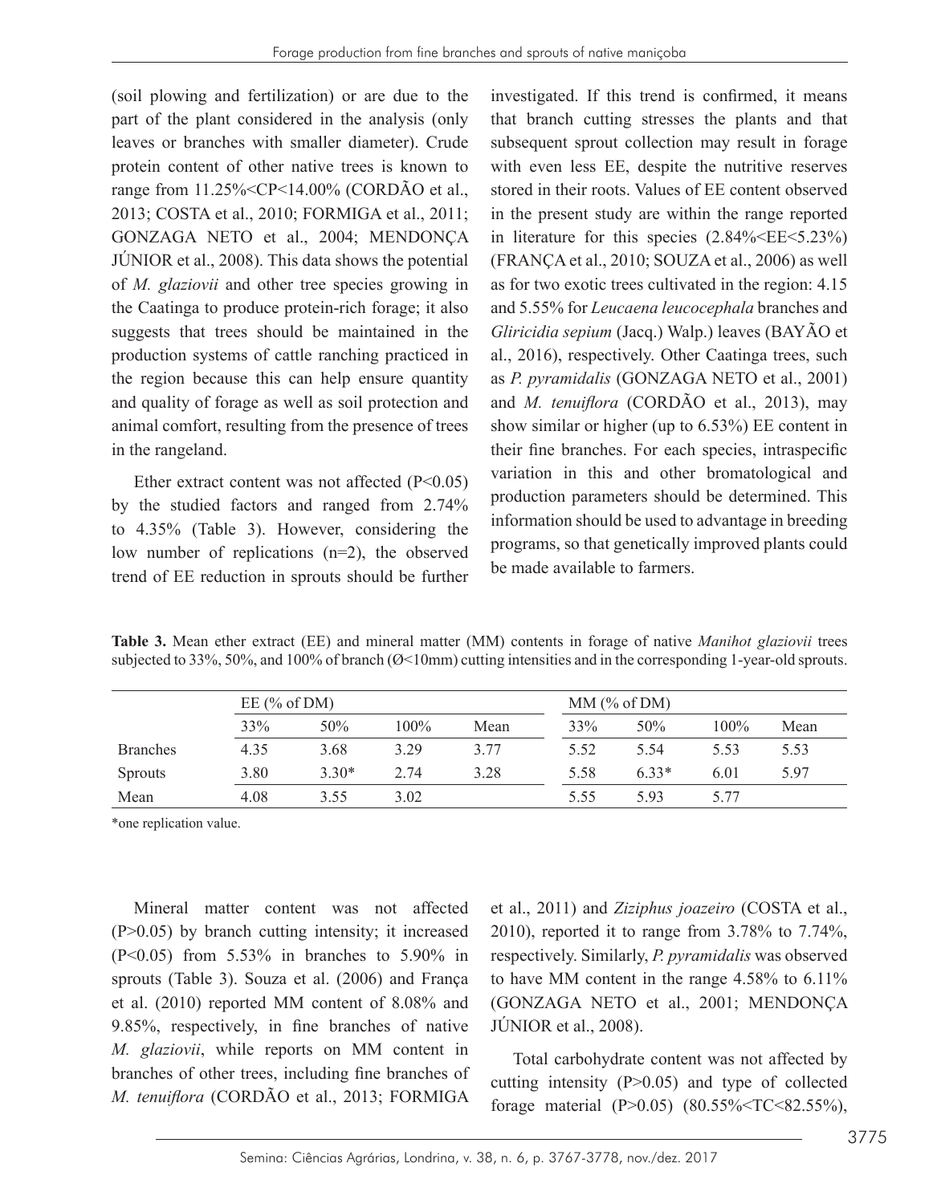(soil plowing and fertilization) or are due to the part of the plant considered in the analysis (only leaves or branches with smaller diameter). Crude protein content of other native trees is known to range from 11.25%<CP<14.00% (CORDÃO et al., 2013; COSTA et al., 2010; FORMIGA et al., 2011; GONZAGA NETO et al., 2004; MENDONÇA JÚNIOR et al., 2008). This data shows the potential of *M. glaziovii* and other tree species growing in the Caatinga to produce protein-rich forage; it also suggests that trees should be maintained in the production systems of cattle ranching practiced in the region because this can help ensure quantity and quality of forage as well as soil protection and animal comfort, resulting from the presence of trees in the rangeland.

Ether extract content was not affected ($P<0.05$) by the studied factors and ranged from 2.74% to 4.35% (Table 3). However, considering the low number of replications (n=2), the observed trend of EE reduction in sprouts should be further investigated. If this trend is confirmed, it means that branch cutting stresses the plants and that subsequent sprout collection may result in forage with even less EE, despite the nutritive reserves stored in their roots. Values of EE content observed in the present study are within the range reported in literature for this species (2.84%<EE<5.23%) (FRANÇA et al., 2010; SOUZA et al., 2006) as well as for two exotic trees cultivated in the region: 4.15 and 5.55% for *Leucaena leucocephala* branches and *Gliricidia sepium* (Jacq.) Walp.) leaves (BAYÃO et al., 2016), respectively. Other Caatinga trees, such as *P. pyramidalis* (GONZAGA NETO et al., 2001) and *M. tenuiflora* (CORDÃO et al., 2013), may show similar or higher (up to 6.53%) EE content in their fine branches. For each species, intraspecific variation in this and other bromatological and production parameters should be determined. This information should be used to advantage in breeding programs, so that genetically improved plants could be made available to farmers.

**Table 3.** Mean ether extract (EE) and mineral matter (MM) contents in forage of native *Manihot glaziovii* trees subjected to 33%, 50%, and 100% of branch (Ø<10mm) cutting intensities and in the corresponding 1-year-old sprouts.

| | EE (% of DM) | | | | MM (% of DM) | | | |
|---|---|---|---|---|---|---|---|---|
| | 33% | 50% | 100% | Mean | 33% | 50% | 100% | Mean |
| Branches | 4.35 | 3.68 | 3.29 | 3.77 | 5.52 | 5.54 | 5.53 | 5.53 |
| Sprouts | 3.80 | 3.30* | 2.74 | 3.28 | 5.58 | 6.33* | 6.01 | 5.97 |
| Mean | 4.08 | 3.55 | 3.02 | | 5.55 | 5.93 | 5.77 | |

*one replication value.

Mineral matter content was not affected ($P>0.05$) by branch cutting intensity; it increased ($P<0.05$) from 5.53% in branches to 5.90% in sprouts (Table 3). Souza et al. (2006) and França et al. (2010) reported MM content of 8.08% and 9.85%, respectively, in fine branches of native *M. glaziovii*, while reports on MM content in branches of other trees, including fine branches of *M. tenuiflora* (CORDÃO et al., 2013; FORMIGA et al., 2011) and *Ziziphus joazeiro* (COSTA et al., 2010), reported it to range from 3.78% to 7.74%, respectively. Similarly, *P. pyramidalis* was observed to have MM content in the range 4.58% to 6.11% (GONZAGA NETO et al., 2001; MENDONÇA JÚNIOR et al., 2008).

Total carbohydrate content was not affected by cutting intensity ($P>0.05$) and type of collected forage material ($P>0.05$) (80.55%<TC<82.55%),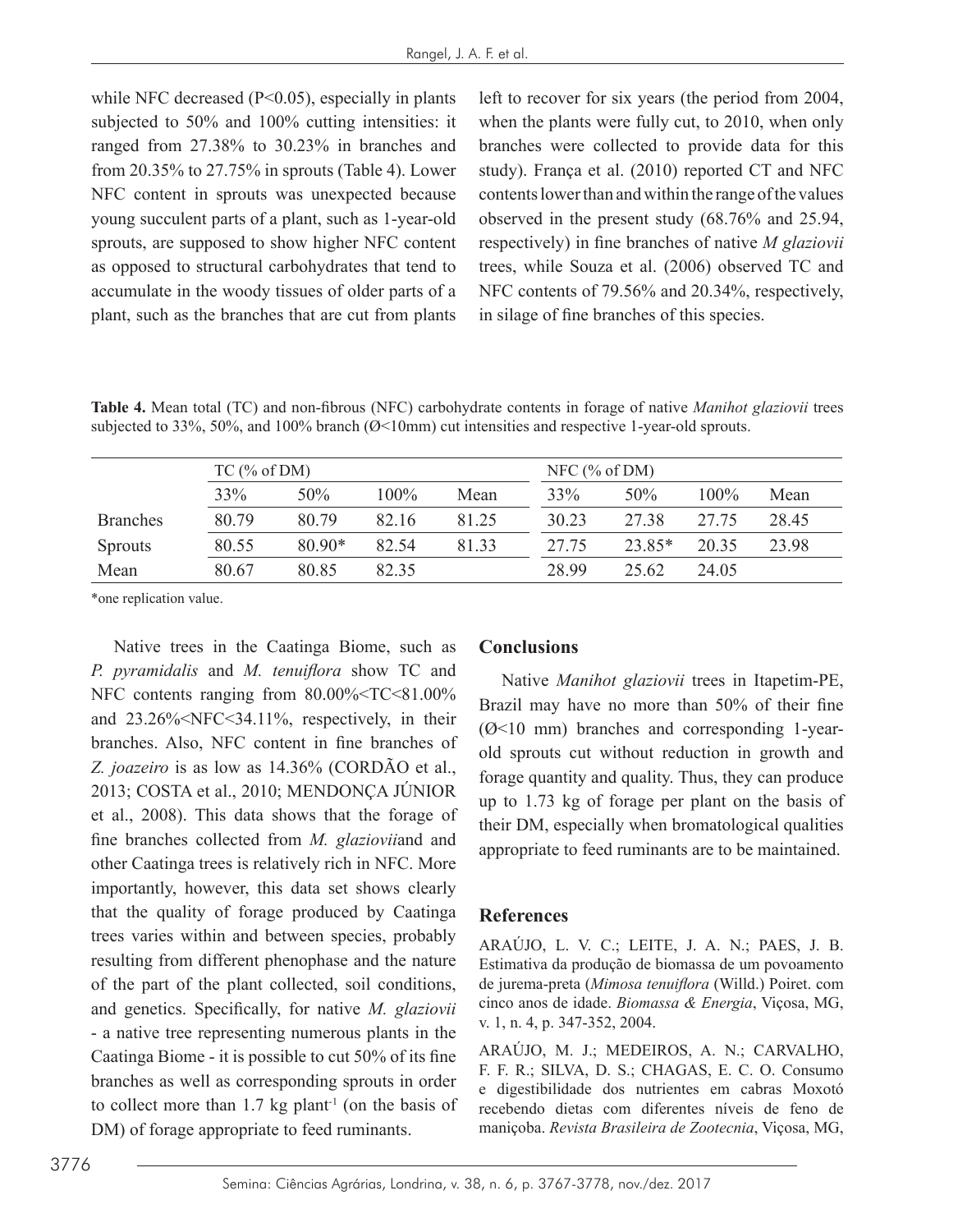while NFC decreased (P<0.05), especially in plants subjected to 50% and 100% cutting intensities: it ranged from 27.38% to 30.23% in branches and from 20.35% to 27.75% in sprouts (Table 4). Lower NFC content in sprouts was unexpected because young succulent parts of a plant, such as 1-year-old sprouts, are supposed to show higher NFC content as opposed to structural carbohydrates that tend to accumulate in the woody tissues of older parts of a plant, such as the branches that are cut from plants left to recover for six years (the period from 2004, when the plants were fully cut, to 2010, when only branches were collected to provide data for this study). França et al. (2010) reported CT and NFC contents lower than and within the range of the values observed in the present study (68.76% and 25.94, respectively) in fine branches of native *M glaziovii* trees, while Souza et al. (2006) observed TC and NFC contents of 79.56% and 20.34%, respectively, in silage of fine branches of this species.

**Table 4.** Mean total (TC) and non-fibrous (NFC) carbohydrate contents in forage of native *Manihot glaziovii* trees subjected to 33%, 50%, and 100% branch (Ø<10mm) cut intensities and respective 1-year-old sprouts.

| | TC (% of DM) | | | | NFC (% of DM) | | | |
|---|---|---|---|---|---|---|---|---|
| | 33% | 50% | 100% | Mean | 33% | 50% | 100% | Mean |
| Branches | 80.79 | 80.79 | 82.16 | 81.25 | 30.23 | 27.38 | 27.75 | 28.45 |
| Sprouts | 80.55 | 80.90* | 82.54 | 81.33 | 27.75 | 23.85* | 20.35 | 23.98 |
| Mean | 80.67 | 80.85 | 82.35 | | 28.99 | 25.62 | 24.05 | |

*one replication value.

Native trees in the Caatinga Biome, such as *P. pyramidalis* and *M. tenuiflora* show TC and NFC contents ranging from 80.00%<TC<81.00% and 23.26%<NFC<34.11%, respectively, in their branches. Also, NFC content in fine branches of *Z. joazeiro* is as low as 14.36% (CORDÃO et al., 2013; COSTA et al., 2010; MENDONÇA JÚNIOR et al., 2008). This data shows that the forage of fine branches collected from *M. glaziovii*and and other Caatinga trees is relatively rich in NFC. More importantly, however, this data set shows clearly that the quality of forage produced by Caatinga trees varies within and between species, probably resulting from different phenophase and the nature of the part of the plant collected, soil conditions, and genetics. Specifically, for native *M. glaziovii* - a native tree representing numerous plants in the Caatinga Biome - it is possible to cut 50% of its fine branches as well as corresponding sprouts in order to collect more than 1.7 kg plant$^{-1}$ (on the basis of DM) of forage appropriate to feed ruminants.

## Conclusions

Native *Manihot glaziovii* trees in Itapetim-PE, Brazil may have no more than 50% of their fine (Ø<10 mm) branches and corresponding 1-year-old sprouts cut without reduction in growth and forage quantity and quality. Thus, they can produce up to 1.73 kg of forage per plant on the basis of their DM, especially when bromatological qualities appropriate to feed ruminants are to be maintained.

## References

ARAÚJO, L. V. C.; LEITE, J. A. N.; PAES, J. B. Estimativa da produção de biomassa de um povoamento de jurema-preta (*Mimosa tenuiflora* (Willd.) Poiret. com cinco anos de idade. *Biomassa & Energia*, Viçosa, MG, v. 1, n. 4, p. 347-352, 2004.

ARAÚJO, M. J.; MEDEIROS, A. N.; CARVALHO, F. F. R.; SILVA, D. S.; CHAGAS, E. C. O. Consumo e digestibilidade dos nutrientes em cabras Moxotó recebendo dietas com diferentes níveis de feno de maniçoba. *Revista Brasileira de Zootecnia*, Viçosa, MG,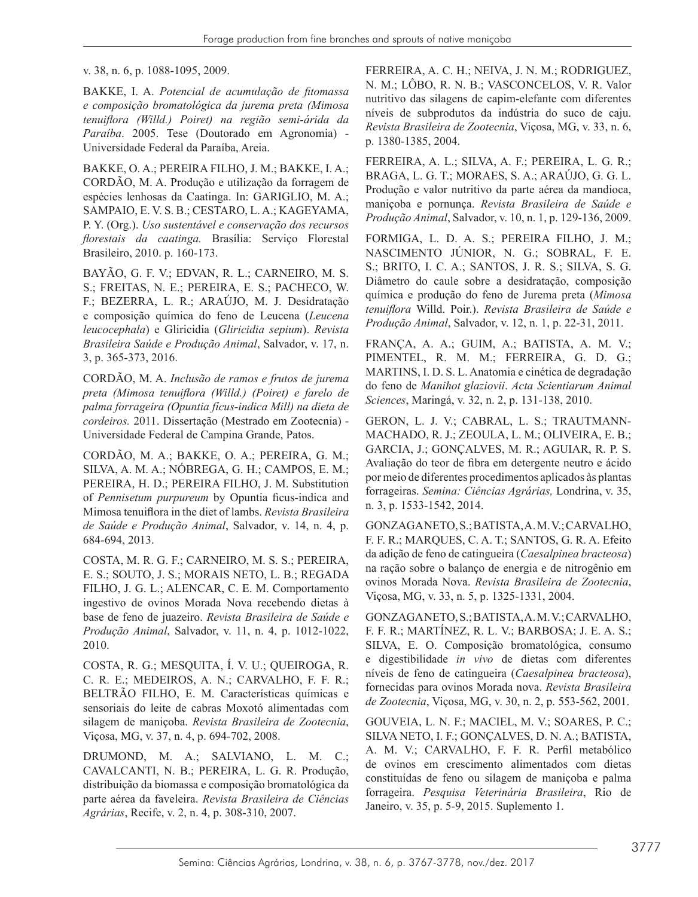v. 38, n. 6, p. 1088-1095, 2009.

BAKKE, I. A. *Potencial de acumulação de fitomassa e composição bromatológica da jurema preta (Mimosa tenuiflora (Willd.) Poiret) na região semi-árida da Paraíba*. 2005. Tese (Doutorado em Agronomia) - Universidade Federal da Paraíba, Areia.

BAKKE, O. A.; PEREIRA FILHO, J. M.; BAKKE, I. A.; CORDÃO, M. A. Produção e utilização da forragem de espécies lenhosas da Caatinga. In: GARIGLIO, M. A.; SAMPAIO, E. V. S. B.; CESTARO, L. A.; KAGEYAMA, P. Y. (Org.). *Uso sustentável e conservação dos recursos florestais da caatinga.* Brasília: Serviço Florestal Brasileiro, 2010. p. 160-173.

BAYÃO, G. F. V.; EDVAN, R. L.; CARNEIRO, M. S. S.; FREITAS, N. E.; PEREIRA, E. S.; PACHECO, W. F.; BEZERRA, L. R.; ARAÚJO, M. J. Desidratação e composição química do feno de Leucena (*Leucena leucocephala*) e Gliricidia (*Gliricidia sepium*). *Revista Brasileira Saúde e Produção Animal*, Salvador, v. 17, n. 3, p. 365-373, 2016.

CORDÃO, M. A. *Inclusão de ramos e frutos de jurema preta (Mimosa tenuiflora (Willd.) (Poiret) e farelo de palma forrageira (Opuntia ficus-indica Mill) na dieta de cordeiros.* 2011. Dissertação (Mestrado em Zootecnia) - Universidade Federal de Campina Grande, Patos.

CORDÃO, M. A.; BAKKE, O. A.; PEREIRA, G. M.; SILVA, A. M. A.; NÓBREGA, G. H.; CAMPOS, E. M.; PEREIRA, H. D.; PEREIRA FILHO, J. M. Substitution of *Pennisetum purpureum* by Opuntia ficus-indica and Mimosa tenuiflora in the diet of lambs. *Revista Brasileira de Saúde e Produção Animal*, Salvador, v. 14, n. 4, p. 684-694, 2013.

COSTA, M. R. G. F.; CARNEIRO, M. S. S.; PEREIRA, E. S.; SOUTO, J. S.; MORAIS NETO, L. B.; REGADA FILHO, J. G. L.; ALENCAR, C. E. M. Comportamento ingestivo de ovinos Morada Nova recebendo dietas à base de feno de juazeiro. *Revista Brasileira de Saúde e Produção Animal*, Salvador, v. 11, n. 4, p. 1012-1022, 2010.

COSTA, R. G.; MESQUITA, Í. V. U.; QUEIROGA, R. C. R. E.; MEDEIROS, A. N.; CARVALHO, F. F. R.; BELTRÃO FILHO, E. M. Características químicas e sensoriais do leite de cabras Moxotó alimentadas com silagem de maniçoba. *Revista Brasileira de Zootecnia*, Viçosa, MG, v. 37, n. 4, p. 694-702, 2008.

DRUMOND, M. A.; SALVIANO, L. M. C.; CAVALCANTI, N. B.; PEREIRA, L. G. R. Produção, distribuição da biomassa e composição bromatológica da parte aérea da faveleira. *Revista Brasileira de Ciências Agrárias*, Recife, v. 2, n. 4, p. 308-310, 2007.

FERREIRA, A. C. H.; NEIVA, J. N. M.; RODRIGUEZ, N. M.; LÔBO, R. N. B.; VASCONCELOS, V. R. Valor nutritivo das silagens de capim-elefante com diferentes níveis de subprodutos da indústria do suco de caju. *Revista Brasileira de Zootecnia*, Viçosa, MG, v. 33, n. 6, p. 1380-1385, 2004.

FERREIRA, A. L.; SILVA, A. F.; PEREIRA, L. G. R.; BRAGA, L. G. T.; MORAES, S. A.; ARAÚJO, G. G. L. Produção e valor nutritivo da parte aérea da mandioca, maniçoba e pornunça. *Revista Brasileira de Saúde e Produção Animal*, Salvador, v. 10, n. 1, p. 129-136, 2009.

FORMIGA, L. D. A. S.; PEREIRA FILHO, J. M.; NASCIMENTO JÚNIOR, N. G.; SOBRAL, F. E. S.; BRITO, I. C. A.; SANTOS, J. R. S.; SILVA, S. G. Diâmetro do caule sobre a desidratação, composição química e produção do feno de Jurema preta (*Mimosa tenuiflora* Willd. Poir.). *Revista Brasileira de Saúde e Produção Animal*, Salvador, v. 12, n. 1, p. 22-31, 2011.

FRANÇA, A. A.; GUIM, A.; BATISTA, A. M. V.; PIMENTEL, R. M. M.; FERREIRA, G. D. G.; MARTINS, I. D. S. L. Anatomia e cinética de degradação do feno de *Manihot glaziovii*. *Acta Scientiarum Animal Sciences*, Maringá, v. 32, n. 2, p. 131-138, 2010.

GERON, L. J. V.; CABRAL, L. S.; TRAUTMANN-MACHADO, R. J.; ZEOULA, L. M.; OLIVEIRA, E. B.; GARCIA, J.; GONÇALVES, M. R.; AGUIAR, R. P. S. Avaliação do teor de fibra em detergente neutro e ácido por meio de diferentes procedimentos aplicados às plantas forrageiras. *Semina: Ciências Agrárias,* Londrina, v. 35, n. 3, p. 1533-1542, 2014.

GONZAGA NETO, S.; BATISTA, A. M. V.; CARVALHO, F. F. R.; MARQUES, C. A. T.; SANTOS, G. R. A. Efeito da adição de feno de catingueira (*Caesalpinea bracteosa*) na ração sobre o balanço de energia e de nitrogênio em ovinos Morada Nova. *Revista Brasileira de Zootecnia*, Viçosa, MG, v. 33, n. 5, p. 1325-1331, 2004.

GONZAGA NETO, S.; BATISTA, A. M. V.; CARVALHO, F. F. R.; MARTÍNEZ, R. L. V.; BARBOSA; J. E. A. S.; SILVA, E. O. Composição bromatológica, consumo e digestibilidade *in vivo* de dietas com diferentes níveis de feno de catingueira (*Caesalpinea bracteosa*), fornecidas para ovinos Morada nova. *Revista Brasileira de Zootecnia*, Viçosa, MG, v. 30, n. 2, p. 553-562, 2001.

GOUVEIA, L. N. F.; MACIEL, M. V.; SOARES, P. C.; SILVA NETO, I. F.; GONÇALVES, D. N. A.; BATISTA, A. M. V.; CARVALHO, F. F. R. Perfil metabólico de ovinos em crescimento alimentados com dietas constituídas de feno ou silagem de maniçoba e palma forrageira. *Pesquisa Veterinária Brasileira*, Rio de Janeiro, v. 35, p. 5-9, 2015. Suplemento 1.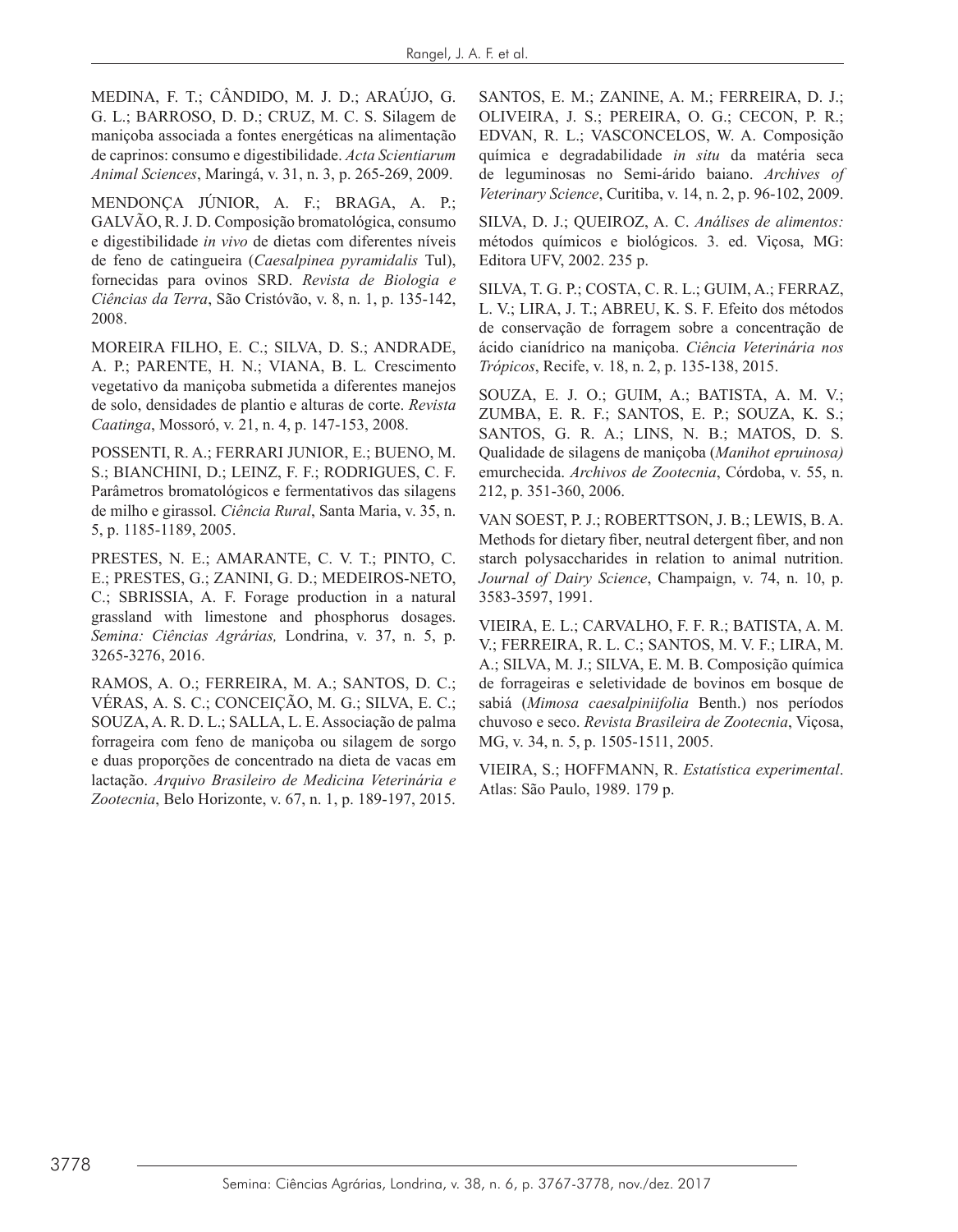MEDINA, F. T.; CÂNDIDO, M. J. D.; ARAÚJO, G. G. L.; BARROSO, D. D.; CRUZ, M. C. S. Silagem de maniçoba associada a fontes energéticas na alimentação de caprinos: consumo e digestibilidade. *Acta Scientiarum Animal Sciences*, Maringá, v. 31, n. 3, p. 265-269, 2009.

MENDONÇA JÚNIOR, A. F.; BRAGA, A. P.; GALVÃO, R. J. D. Composição bromatológica, consumo e digestibilidade *in vivo* de dietas com diferentes níveis de feno de catingueira (*Caesalpinea pyramidalis* Tul), fornecidas para ovinos SRD. *Revista de Biologia e Ciências da Terra*, São Cristóvão, v. 8, n. 1, p. 135-142, 2008.

MOREIRA FILHO, E. C.; SILVA, D. S.; ANDRADE, A. P.; PARENTE, H. N.; VIANA, B. L. Crescimento vegetativo da maniçoba submetida a diferentes manejos de solo, densidades de plantio e alturas de corte. *Revista Caatinga*, Mossoró, v. 21, n. 4, p. 147-153, 2008.

POSSENTI, R. A.; FERRARI JUNIOR, E.; BUENO, M. S.; BIANCHINI, D.; LEINZ, F. F.; RODRIGUES, C. F. Parâmetros bromatológicos e fermentativos das silagens de milho e girassol. *Ciência Rural*, Santa Maria, v. 35, n. 5, p. 1185-1189, 2005.

PRESTES, N. E.; AMARANTE, C. V. T.; PINTO, C. E.; PRESTES, G.; ZANINI, G. D.; MEDEIROS-NETO, C.; SBRISSIA, A. F. Forage production in a natural grassland with limestone and phosphorus dosages. *Semina: Ciências Agrárias,* Londrina, v. 37, n. 5, p. 3265-3276, 2016.

RAMOS, A. O.; FERREIRA, M. A.; SANTOS, D. C.; VÉRAS, A. S. C.; CONCEIÇÃO, M. G.; SILVA, E. C.; SOUZA, A. R. D. L.; SALLA, L. E. Associação de palma forrageira com feno de maniçoba ou silagem de sorgo e duas proporções de concentrado na dieta de vacas em lactação. *Arquivo Brasileiro de Medicina Veterinária e Zootecnia*, Belo Horizonte, v. 67, n. 1, p. 189-197, 2015.

SANTOS, E. M.; ZANINE, A. M.; FERREIRA, D. J.; OLIVEIRA, J. S.; PEREIRA, O. G.; CECON, P. R.; EDVAN, R. L.; VASCONCELOS, W. A. Composição química e degradabilidade *in situ* da matéria seca de leguminosas no Semi-árido baiano. *Archives of Veterinary Science*, Curitiba, v. 14, n. 2, p. 96-102, 2009.

SILVA, D. J.; QUEIROZ, A. C. *Análises de alimentos:* métodos químicos e biológicos. 3. ed. Viçosa, MG: Editora UFV, 2002. 235 p.

SILVA, T. G. P.; COSTA, C. R. L.; GUIM, A.; FERRAZ, L. V.; LIRA, J. T.; ABREU, K. S. F. Efeito dos métodos de conservação de forragem sobre a concentração de ácido cianídrico na maniçoba. *Ciência Veterinária nos Trópicos*, Recife, v. 18, n. 2, p. 135-138, 2015.

SOUZA, E. J. O.; GUIM, A.; BATISTA, A. M. V.; ZUMBA, E. R. F.; SANTOS, E. P.; SOUZA, K. S.; SANTOS, G. R. A.; LINS, N. B.; MATOS, D. S. Qualidade de silagens de maniçoba (*Manihot epruinosa)* emurchecida. *Archivos de Zootecnia*, Córdoba, v. 55, n. 212, p. 351-360, 2006.

VAN SOEST, P. J.; ROBERTTSON, J. B.; LEWIS, B. A. Methods for dietary fiber, neutral detergent fiber, and non starch polysaccharides in relation to animal nutrition. *Journal of Dairy Science*, Champaign, v. 74, n. 10, p. 3583-3597, 1991.

VIEIRA, E. L.; CARVALHO, F. F. R.; BATISTA, A. M. V.; FERREIRA, R. L. C.; SANTOS, M. V. F.; LIRA, M. A.; SILVA, M. J.; SILVA, E. M. B. Composição química de forrageiras e seletividade de bovinos em bosque de sabiá (*Mimosa caesalpiniifolia* Benth.) nos períodos chuvoso e seco. *Revista Brasileira de Zootecnia*, Viçosa, MG, v. 34, n. 5, p. 1505-1511, 2005.

VIEIRA, S.; HOFFMANN, R. *Estatística experimental*. Atlas: São Paulo, 1989. 179 p.